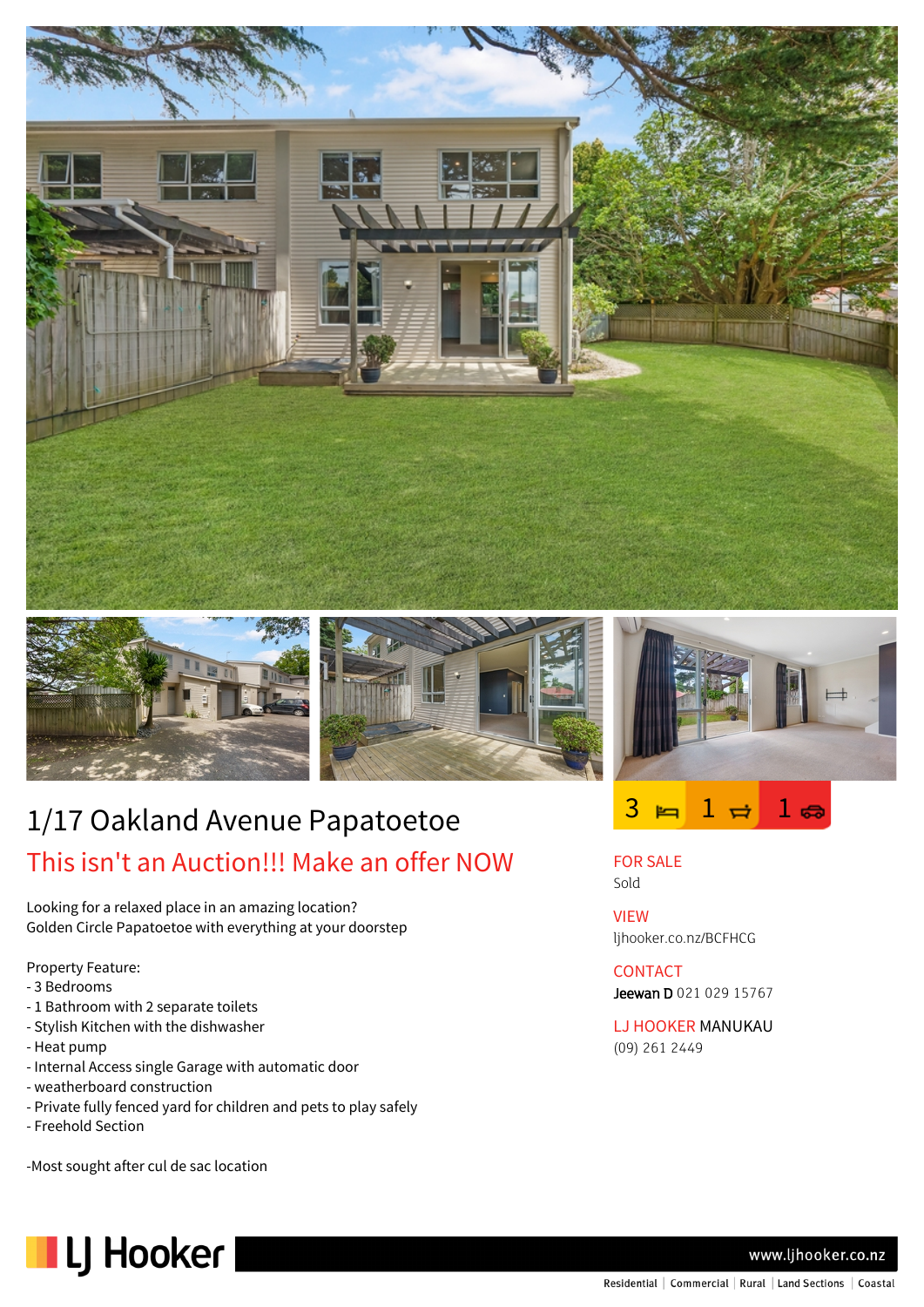# 1/17 Oakland Avenue Papatoetoe

## This isn't an Auction!!! Make an offer NOW

3 | 1 | 1

Looking for a relaxed place in an amazing location?
Golden Circle Papatoetoe with everything at your doorstep

Property Feature:
- 3 Bedrooms
- 1 Bathroom with 2 separate toilets
- Stylish Kitchen with the dishwasher
- Heat pump
- Internal Access single Garage with automatic door
- weatherboard construction
- Private fully fenced yard for children and pets to play safely
- Freehold Section

-Most sought after cul de sac location

FOR SALE
Sold

VIEW
ljhooker.co.nz/BCFHCG

CONTACT
**Jeewan D** 021 029 15767

LJ HOOKER MANUKAU
(09) 261 2449

LJ Hooker

www.ljhooker.co.nz

Residential | Commercial | Rural | Land Sections | Coastal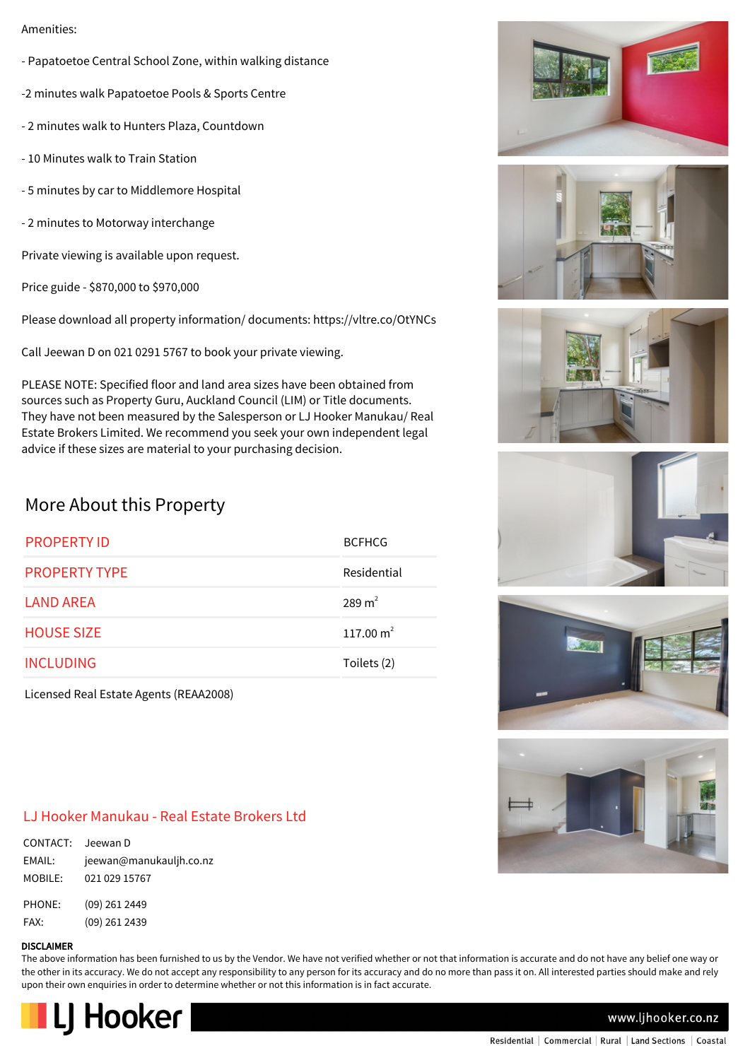Amenities:

- Papatoetoe Central School Zone, within walking distance

-2 minutes walk Papatoetoe Pools & Sports Centre

- 2 minutes walk to Hunters Plaza, Countdown

- 10 Minutes walk to Train Station

- 5 minutes by car to Middlemore Hospital

- 2 minutes to Motorway interchange

Private viewing is available upon request.

Price guide - $870,000 to $970,000

Please download all property information/ documents: https://vltre.co/OtYNCs

Call Jeewan D on 021 0291 5767 to book your private viewing.

PLEASE NOTE: Specified floor and land area sizes have been obtained from sources such as Property Guru, Auckland Council (LIM) or Title documents. They have not been measured by the Salesperson or LJ Hooker Manukau/ Real Estate Brokers Limited. We recommend you seek your own independent legal advice if these sizes are material to your purchasing decision.

## More About this Property

| | |
|---|---|
| PROPERTY ID | BCFHCG |
| PROPERTY TYPE | Residential |
| LAND AREA | 289 $m^2$ |
| HOUSE SIZE | 117.00 $m^2$ |
| INCLUDING | Toilets (2) |

Licensed Real Estate Agents (REAA2008)

## LJ Hooker Manukau - Real Estate Brokers Ltd

CONTACT: Jeewan D
EMAIL: jeewan@manukauljh.co.nz
MOBILE: 021 029 15767

PHONE: (09) 261 2449
FAX: (09) 261 2439

**DISCLAIMER**
The above information has been furnished to us by the Vendor. We have not verified whether or not that information is accurate and do not have any belief one way or the other in its accuracy. We do not accept any responsibility to any person for its accuracy and do no more than pass it on. All interested parties should make and rely upon their own enquiries in order to determine whether or not this information is in fact accurate.

LJ Hooker www.ljhooker.co.nz

Residential | Commercial | Rural | Land Sections | Coastal